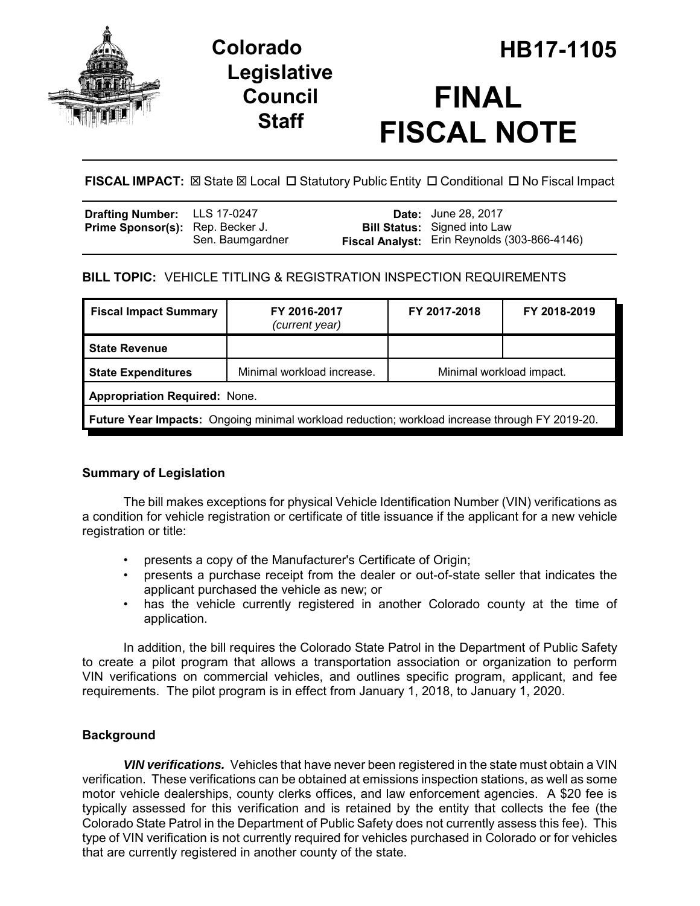# Colorado Legislative Council Staff

# HB17-1105

# FINAL FISCAL NOTE

**FISCAL IMPACT:** ☒ State ☒ Local ☐ Statutory Public Entity ☐ Conditional ☐ No Fiscal Impact

| | | | |
|---|---|---|---|
| **Drafting Number:** | LLS 17-0247 | **Date:** | June 28, 2017 |
| **Prime Sponsor(s):** | Rep. Becker J. Sen. Baumgardner | **Bill Status:** | Signed into Law |
| | | **Fiscal Analyst:** | Erin Reynolds (303-866-4146) |

**BILL TOPIC:** VEHICLE TITLING & REGISTRATION INSPECTION REQUIREMENTS

| Fiscal Impact Summary | FY 2016-2017 *(current year)* | FY 2017-2018 | FY 2018-2019 |
|---|---|---|---|
| **State Revenue** | | | |
| **State Expenditures** | Minimal workload increase. | Minimal workload impact. | |
| **Appropriation Required:** None. | | | |
| **Future Year Impacts:** Ongoing minimal workload reduction; workload increase through FY 2019-20. | | | |

## Summary of Legislation

The bill makes exceptions for physical Vehicle Identification Number (VIN) verifications as a condition for vehicle registration or certificate of title issuance if the applicant for a new vehicle registration or title:

- presents a copy of the Manufacturer's Certificate of Origin;
- presents a purchase receipt from the dealer or out-of-state seller that indicates the applicant purchased the vehicle as new; or
- has the vehicle currently registered in another Colorado county at the time of application.

In addition, the bill requires the Colorado State Patrol in the Department of Public Safety to create a pilot program that allows a transportation association or organization to perform VIN verifications on commercial vehicles, and outlines specific program, applicant, and fee requirements. The pilot program is in effect from January 1, 2018, to January 1, 2020.

## Background

***VIN verifications.*** Vehicles that have never been registered in the state must obtain a VIN verification. These verifications can be obtained at emissions inspection stations, as well as some motor vehicle dealerships, county clerks offices, and law enforcement agencies. A $20 fee is typically assessed for this verification and is retained by the entity that collects the fee (the Colorado State Patrol in the Department of Public Safety does not currently assess this fee). This type of VIN verification is not currently required for vehicles purchased in Colorado or for vehicles that are currently registered in another county of the state.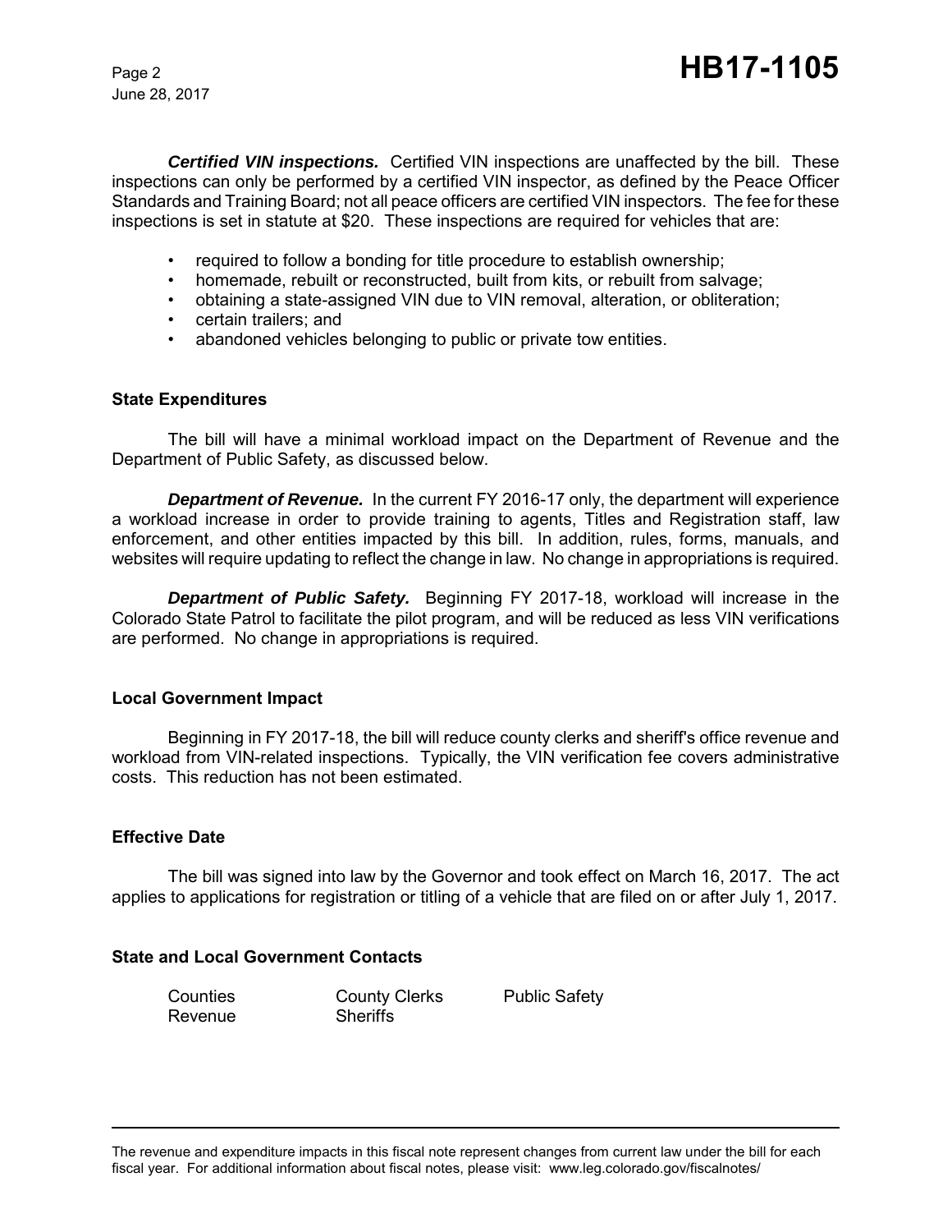***Certified VIN inspections.*** Certified VIN inspections are unaffected by the bill. These inspections can only be performed by a certified VIN inspector, as defined by the Peace Officer Standards and Training Board; not all peace officers are certified VIN inspectors. The fee for these inspections is set in statute at $20. These inspections are required for vehicles that are:

- required to follow a bonding for title procedure to establish ownership;
- homemade, rebuilt or reconstructed, built from kits, or rebuilt from salvage;
- obtaining a state-assigned VIN due to VIN removal, alteration, or obliteration;
- certain trailers; and
- abandoned vehicles belonging to public or private tow entities.

**State Expenditures**

The bill will have a minimal workload impact on the Department of Revenue and the Department of Public Safety, as discussed below.

***Department of Revenue.*** In the current FY 2016-17 only, the department will experience a workload increase in order to provide training to agents, Titles and Registration staff, law enforcement, and other entities impacted by this bill. In addition, rules, forms, manuals, and websites will require updating to reflect the change in law. No change in appropriations is required.

***Department of Public Safety.*** Beginning FY 2017-18, workload will increase in the Colorado State Patrol to facilitate the pilot program, and will be reduced as less VIN verifications are performed. No change in appropriations is required.

**Local Government Impact**

Beginning in FY 2017-18, the bill will reduce county clerks and sheriff's office revenue and workload from VIN-related inspections. Typically, the VIN verification fee covers administrative costs. This reduction has not been estimated.

**Effective Date**

The bill was signed into law by the Governor and took effect on March 16, 2017. The act applies to applications for registration or titling of a vehicle that are filed on or after July 1, 2017.

**State and Local Government Contacts**

| | | |
|---|---|---|
| Counties | County Clerks | Public Safety |
| Revenue | Sheriffs | |

The revenue and expenditure impacts in this fiscal note represent changes from current law under the bill for each fiscal year. For additional information about fiscal notes, please visit: www.leg.colorado.gov/fiscalnotes/